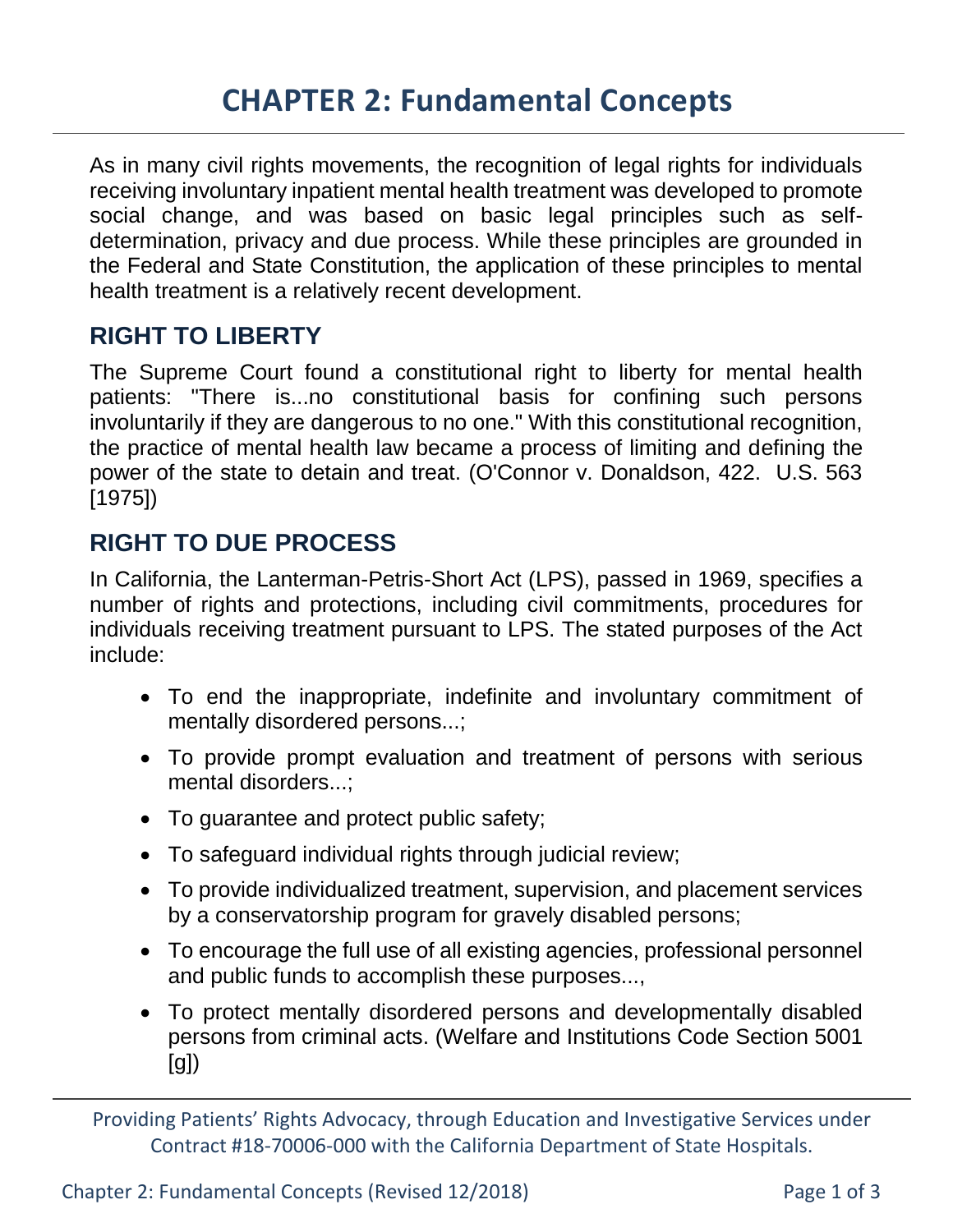# CHAPTER 2: Fundamental Concepts

As in many civil rights movements, the recognition of legal rights for individuals receiving involuntary inpatient mental health treatment was developed to promote social change, and was based on basic legal principles such as self-determination, privacy and due process. While these principles are grounded in the Federal and State Constitution, the application of these principles to mental health treatment is a relatively recent development.

## RIGHT TO LIBERTY

The Supreme Court found a constitutional right to liberty for mental health patients: "There is...no constitutional basis for confining such persons involuntarily if they are dangerous to no one." With this constitutional recognition, the practice of mental health law became a process of limiting and defining the power of the state to detain and treat. (O'Connor v. Donaldson, 422. U.S. 563 [1975])

## RIGHT TO DUE PROCESS

In California, the Lanterman-Petris-Short Act (LPS), passed in 1969, specifies a number of rights and protections, including civil commitments, procedures for individuals receiving treatment pursuant to LPS. The stated purposes of the Act include:

- To end the inappropriate, indefinite and involuntary commitment of mentally disordered persons...;
- To provide prompt evaluation and treatment of persons with serious mental disorders...;
- To guarantee and protect public safety;
- To safeguard individual rights through judicial review;
- To provide individualized treatment, supervision, and placement services by a conservatorship program for gravely disabled persons;
- To encourage the full use of all existing agencies, professional personnel and public funds to accomplish these purposes...,
- To protect mentally disordered persons and developmentally disabled persons from criminal acts. (Welfare and Institutions Code Section 5001 [g])

Providing Patients' Rights Advocacy, through Education and Investigative Services under Contract #18-70006-000 with the California Department of State Hospitals.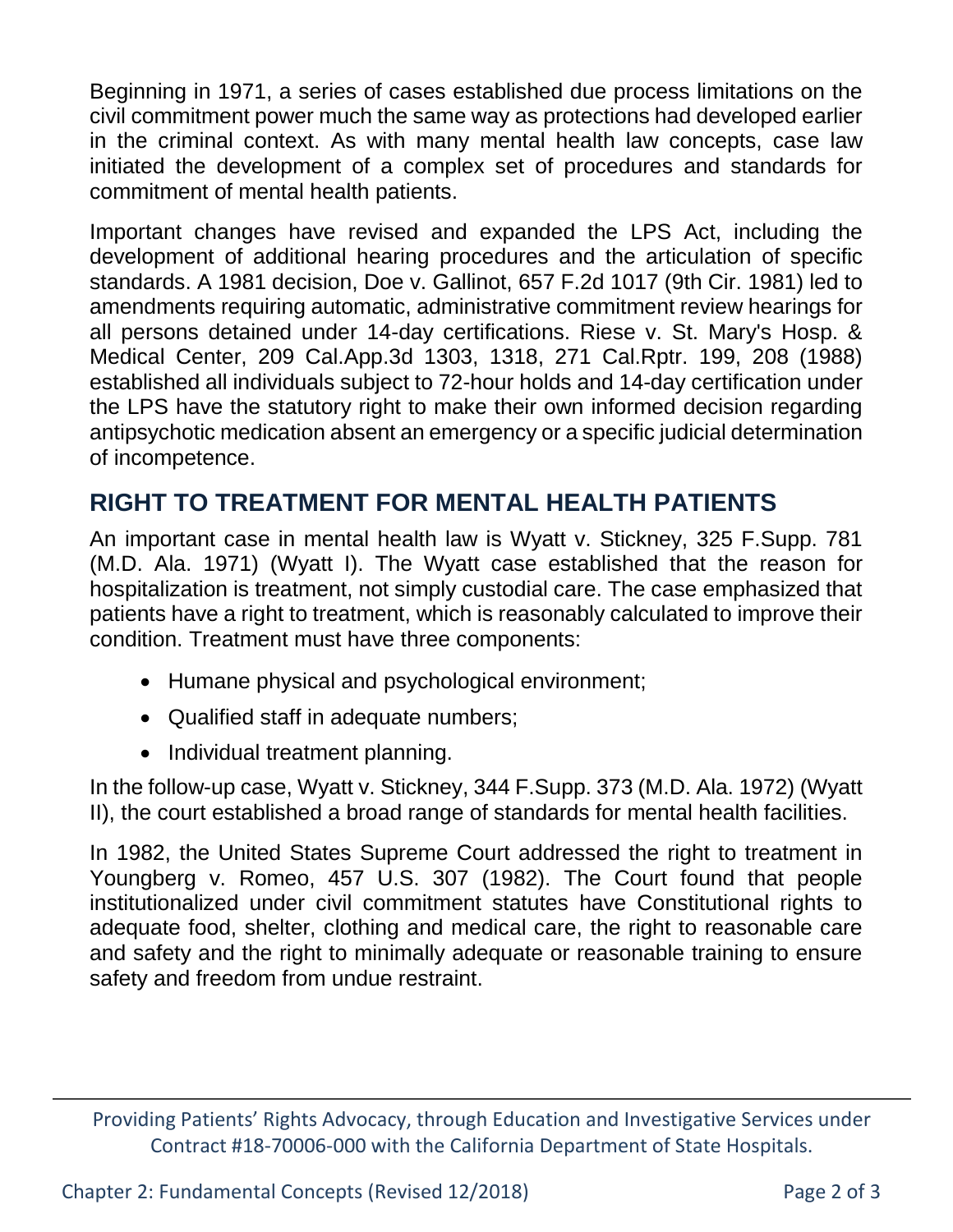Beginning in 1971, a series of cases established due process limitations on the civil commitment power much the same way as protections had developed earlier in the criminal context. As with many mental health law concepts, case law initiated the development of a complex set of procedures and standards for commitment of mental health patients.

Important changes have revised and expanded the LPS Act, including the development of additional hearing procedures and the articulation of specific standards. A 1981 decision, Doe v. Gallinot, 657 F.2d 1017 (9th Cir. 1981) led to amendments requiring automatic, administrative commitment review hearings for all persons detained under 14-day certifications. Riese v. St. Mary's Hosp. & Medical Center, 209 Cal.App.3d 1303, 1318, 271 Cal.Rptr. 199, 208 (1988) established all individuals subject to 72-hour holds and 14-day certification under the LPS have the statutory right to make their own informed decision regarding antipsychotic medication absent an emergency or a specific judicial determination of incompetence.

## RIGHT TO TREATMENT FOR MENTAL HEALTH PATIENTS

An important case in mental health law is Wyatt v. Stickney, 325 F.Supp. 781 (M.D. Ala. 1971) (Wyatt I). The Wyatt case established that the reason for hospitalization is treatment, not simply custodial care. The case emphasized that patients have a right to treatment, which is reasonably calculated to improve their condition. Treatment must have three components:

- Humane physical and psychological environment;
- Qualified staff in adequate numbers;
- Individual treatment planning.

In the follow-up case, Wyatt v. Stickney, 344 F.Supp. 373 (M.D. Ala. 1972) (Wyatt II), the court established a broad range of standards for mental health facilities.

In 1982, the United States Supreme Court addressed the right to treatment in Youngberg v. Romeo, 457 U.S. 307 (1982). The Court found that people institutionalized under civil commitment statutes have Constitutional rights to adequate food, shelter, clothing and medical care, the right to reasonable care and safety and the right to minimally adequate or reasonable training to ensure safety and freedom from undue restraint.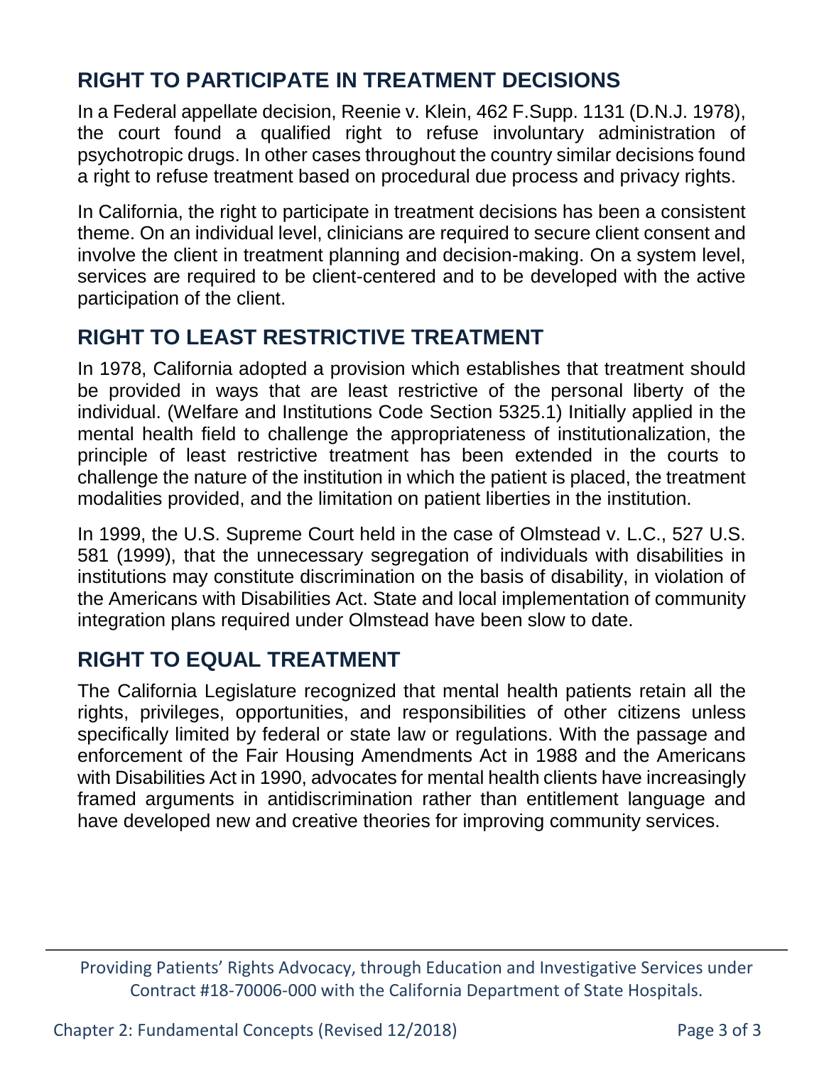## RIGHT TO PARTICIPATE IN TREATMENT DECISIONS

In a Federal appellate decision, Reenie v. Klein, 462 F.Supp. 1131 (D.N.J. 1978), the court found a qualified right to refuse involuntary administration of psychotropic drugs. In other cases throughout the country similar decisions found a right to refuse treatment based on procedural due process and privacy rights.

In California, the right to participate in treatment decisions has been a consistent theme. On an individual level, clinicians are required to secure client consent and involve the client in treatment planning and decision-making. On a system level, services are required to be client-centered and to be developed with the active participation of the client.

## RIGHT TO LEAST RESTRICTIVE TREATMENT

In 1978, California adopted a provision which establishes that treatment should be provided in ways that are least restrictive of the personal liberty of the individual. (Welfare and Institutions Code Section 5325.1) Initially applied in the mental health field to challenge the appropriateness of institutionalization, the principle of least restrictive treatment has been extended in the courts to challenge the nature of the institution in which the patient is placed, the treatment modalities provided, and the limitation on patient liberties in the institution.

In 1999, the U.S. Supreme Court held in the case of Olmstead v. L.C., 527 U.S. 581 (1999), that the unnecessary segregation of individuals with disabilities in institutions may constitute discrimination on the basis of disability, in violation of the Americans with Disabilities Act. State and local implementation of community integration plans required under Olmstead have been slow to date.

## RIGHT TO EQUAL TREATMENT

The California Legislature recognized that mental health patients retain all the rights, privileges, opportunities, and responsibilities of other citizens unless specifically limited by federal or state law or regulations. With the passage and enforcement of the Fair Housing Amendments Act in 1988 and the Americans with Disabilities Act in 1990, advocates for mental health clients have increasingly framed arguments in antidiscrimination rather than entitlement language and have developed new and creative theories for improving community services.